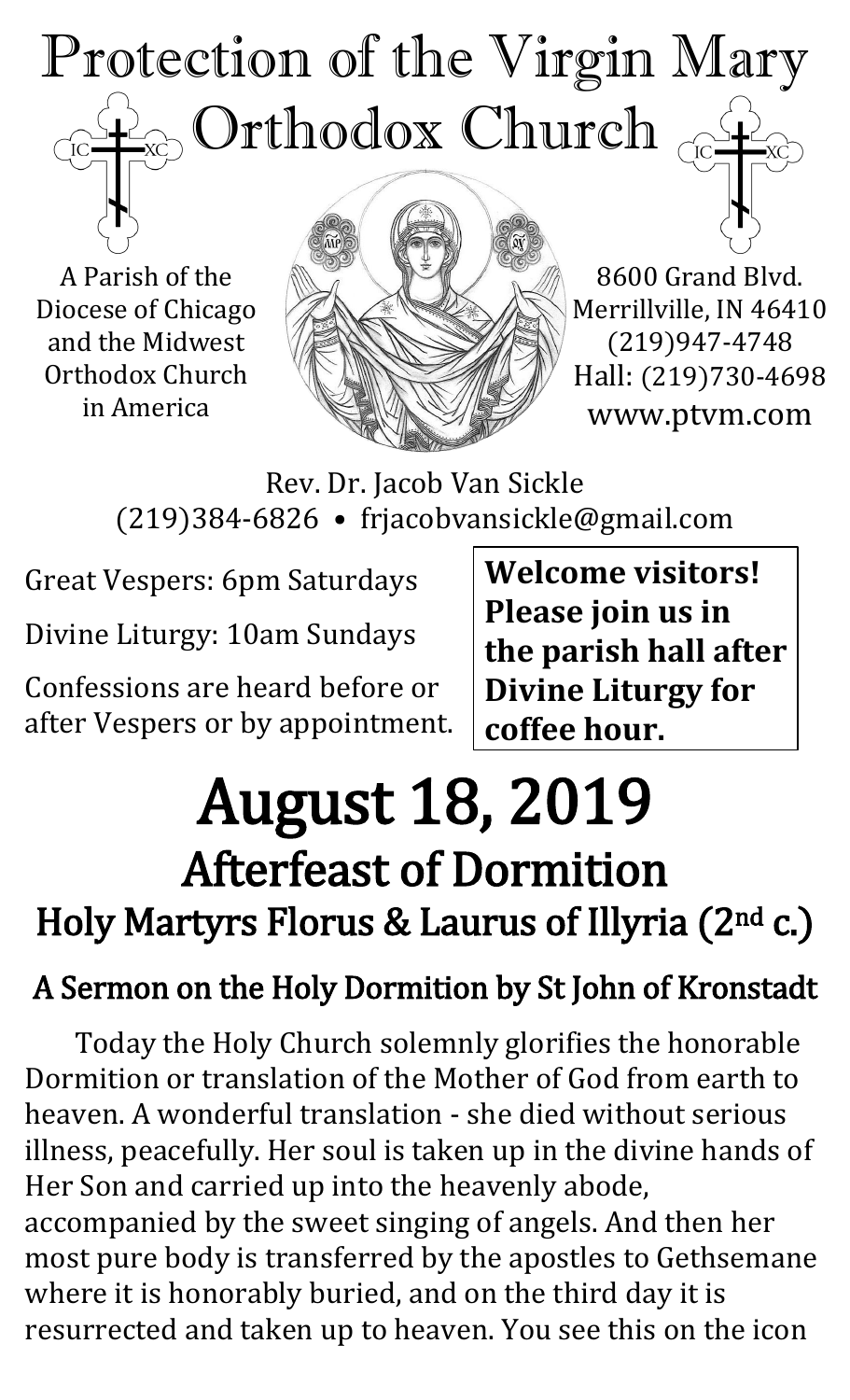# Protection of the Virgin Mary Orthodox Church

A Parish of the Diocese of Chicago and the Midwest Orthodox Church in America

8600 Grand Blvd.
Merrillville, IN 46410
(219)947-4748
Hall: (219)730-4698
www.ptvm.com

Rev. Dr. Jacob Van Sickle
(219)384-6826 • frjacobvansickle@gmail.com

Great Vespers: 6pm Saturdays

Divine Liturgy: 10am Sundays

Confessions are heard before or after Vespers or by appointment.

**Welcome visitors! Please join us in the parish hall after Divine Liturgy for coffee hour.**

# August 18, 2019

## Afterfeast of Dormition

## Holy Martyrs Florus & Laurus of Illyria (2nd c.)

### A Sermon on the Holy Dormition by St John of Kronstadt

Today the Holy Church solemnly glorifies the honorable Dormition or translation of the Mother of God from earth to heaven. A wonderful translation - she died without serious illness, peacefully. Her soul is taken up in the divine hands of Her Son and carried up into the heavenly abode, accompanied by the sweet singing of angels. And then her most pure body is transferred by the apostles to Gethsemane where it is honorably buried, and on the third day it is resurrected and taken up to heaven. You see this on the icon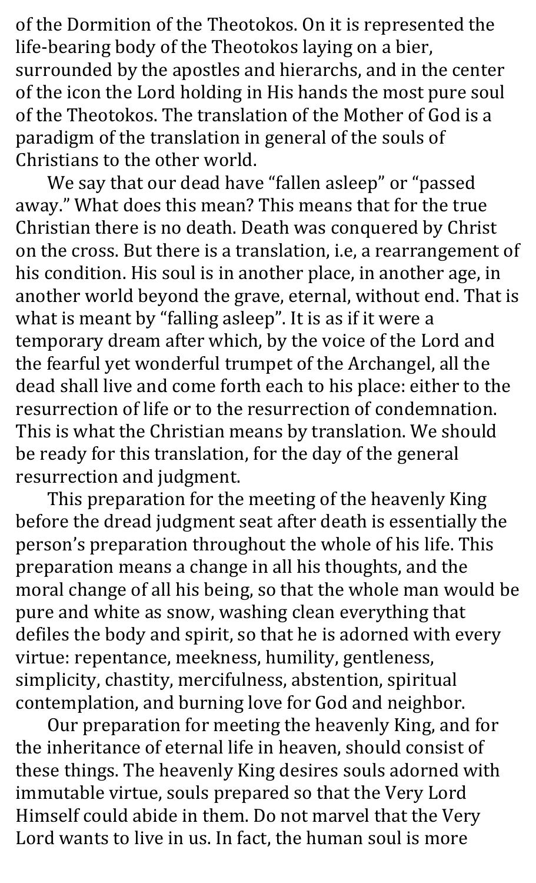of the Dormition of the Theotokos. On it is represented the life-bearing body of the Theotokos laying on a bier, surrounded by the apostles and hierarchs, and in the center of the icon the Lord holding in His hands the most pure soul of the Theotokos. The translation of the Mother of God is a paradigm of the translation in general of the souls of Christians to the other world.

We say that our dead have "fallen asleep" or "passed away." What does this mean? This means that for the true Christian there is no death. Death was conquered by Christ on the cross. But there is a translation, i.e, a rearrangement of his condition. His soul is in another place, in another age, in another world beyond the grave, eternal, without end. That is what is meant by "falling asleep". It is as if it were a temporary dream after which, by the voice of the Lord and the fearful yet wonderful trumpet of the Archangel, all the dead shall live and come forth each to his place: either to the resurrection of life or to the resurrection of condemnation. This is what the Christian means by translation. We should be ready for this translation, for the day of the general resurrection and judgment.

This preparation for the meeting of the heavenly King before the dread judgment seat after death is essentially the person's preparation throughout the whole of his life. This preparation means a change in all his thoughts, and the moral change of all his being, so that the whole man would be pure and white as snow, washing clean everything that defiles the body and spirit, so that he is adorned with every virtue: repentance, meekness, humility, gentleness, simplicity, chastity, mercifulness, abstention, spiritual contemplation, and burning love for God and neighbor.

Our preparation for meeting the heavenly King, and for the inheritance of eternal life in heaven, should consist of these things. The heavenly King desires souls adorned with immutable virtue, souls prepared so that the Very Lord Himself could abide in them. Do not marvel that the Very Lord wants to live in us. In fact, the human soul is more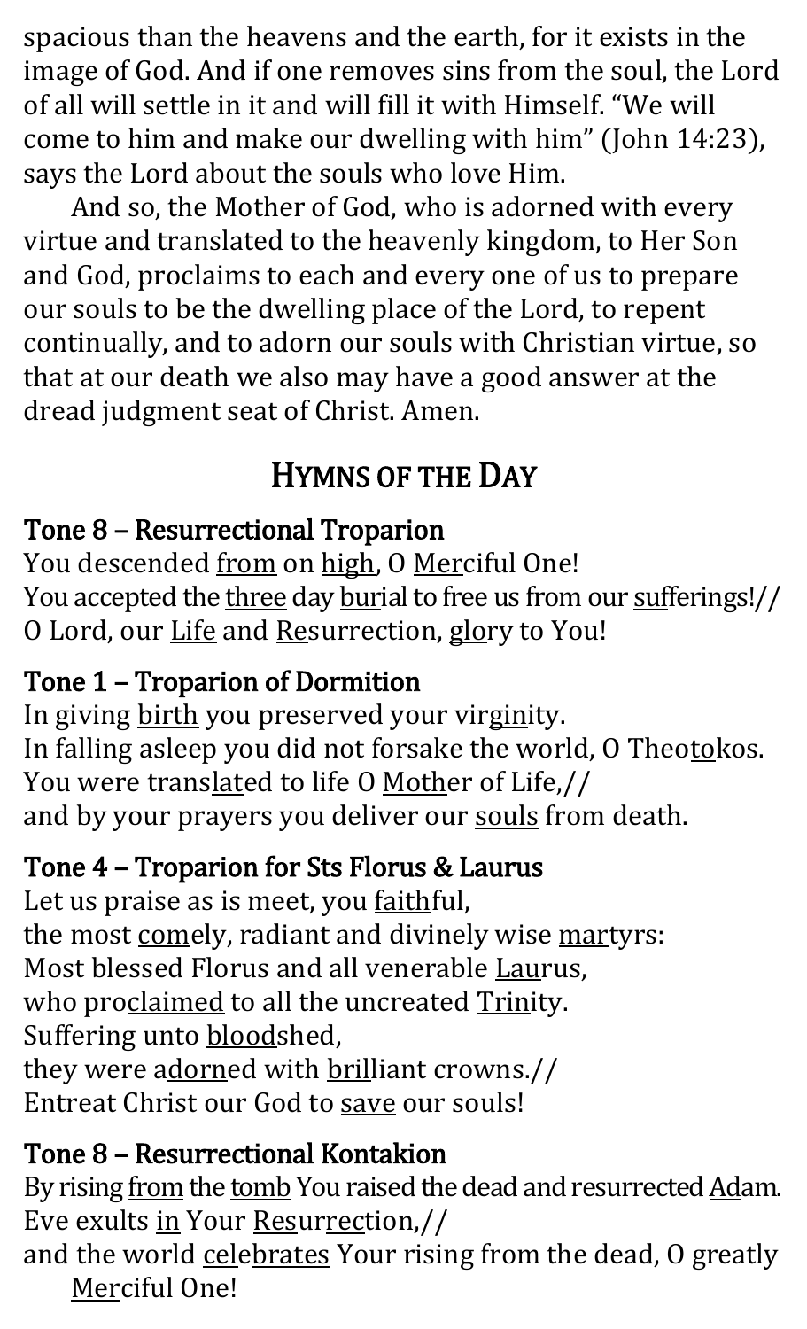spacious than the heavens and the earth, for it exists in the image of God. And if one removes sins from the soul, the Lord of all will settle in it and will fill it with Himself. "We will come to him and make our dwelling with him" (John 14:23), says the Lord about the souls who love Him.

And so, the Mother of God, who is adorned with every virtue and translated to the heavenly kingdom, to Her Son and God, proclaims to each and every one of us to prepare our souls to be the dwelling place of the Lord, to repent continually, and to adorn our souls with Christian virtue, so that at our death we also may have a good answer at the dread judgment seat of Christ. Amen.

## Hymns of the Day

### Tone 8 – Resurrectional Troparion

You descended from on high, O Merciful One!
You accepted the three day burial to free us from our sufferings!//
O Lord, our Life and Resurrection, glory to You!

### Tone 1 – Troparion of Dormition

In giving birth you preserved your virginity.
In falling asleep you did not forsake the world, O Theotokos.
You were translated to life O Mother of Life,//
and by your prayers you deliver our souls from death.

### Tone 4 – Troparion for Sts Florus & Laurus

Let us praise as is meet, you faithful,
the most comely, radiant and divinely wise martyrs:
Most blessed Florus and all venerable Laurus,
who proclaimed to all the uncreated Trinity.
Suffering unto bloodshed,
they were adorned with brilliant crowns.//
Entreat Christ our God to save our souls!

### Tone 8 – Resurrectional Kontakion

By rising from the tomb You raised the dead and resurrected Adam.
Eve exults in Your Resurrection,//
and the world celebrates Your rising from the dead, O greatly Merciful One!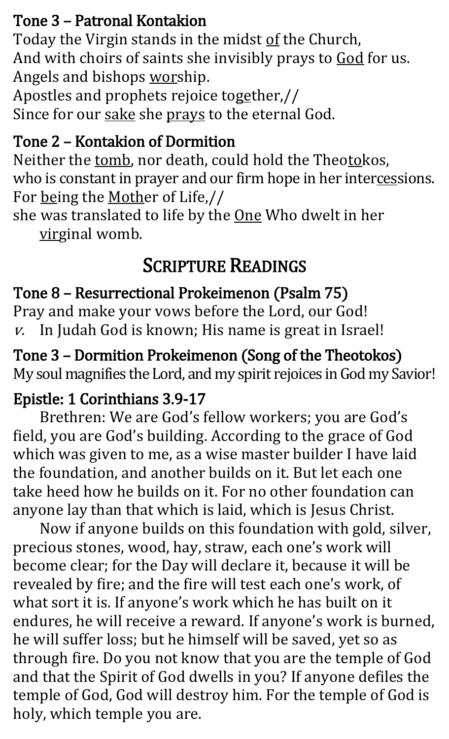### Tone 3 – Patronal Kontakion

Today the Virgin stands in the midst of the Church,
And with choirs of saints she invisibly prays to God for us.
Angels and bishops worship.
Apostles and prophets rejoice together,//
Since for our sake she prays to the eternal God.

### Tone 2 – Kontakion of Dormition

Neither the tomb, nor death, could hold the Theotokos,
who is constant in prayer and our firm hope in her intercessions.
For being the Mother of Life,//
she was translated to life by the One Who dwelt in her virginal womb.

## Scripture Readings

### Tone 8 – Resurrectional Prokeimenon (Psalm 75)

Pray and make your vows before the Lord, our God!
*v.* In Judah God is known; His name is great in Israel!

### Tone 3 – Dormition Prokeimenon (Song of the Theotokos)

My soul magnifies the Lord, and my spirit rejoices in God my Savior!

### Epistle: 1 Corinthians 3.9-17

Brethren: We are God's fellow workers; you are God's field, you are God's building. According to the grace of God which was given to me, as a wise master builder I have laid the foundation, and another builds on it. But let each one take heed how he builds on it. For no other foundation can anyone lay than that which is laid, which is Jesus Christ.

Now if anyone builds on this foundation with gold, silver, precious stones, wood, hay, straw, each one's work will become clear; for the Day will declare it, because it will be revealed by fire; and the fire will test each one's work, of what sort it is. If anyone's work which he has built on it endures, he will receive a reward. If anyone's work is burned, he will suffer loss; but he himself will be saved, yet so as through fire. Do you not know that you are the temple of God and that the Spirit of God dwells in you? If anyone defiles the temple of God, God will destroy him. For the temple of God is holy, which temple you are.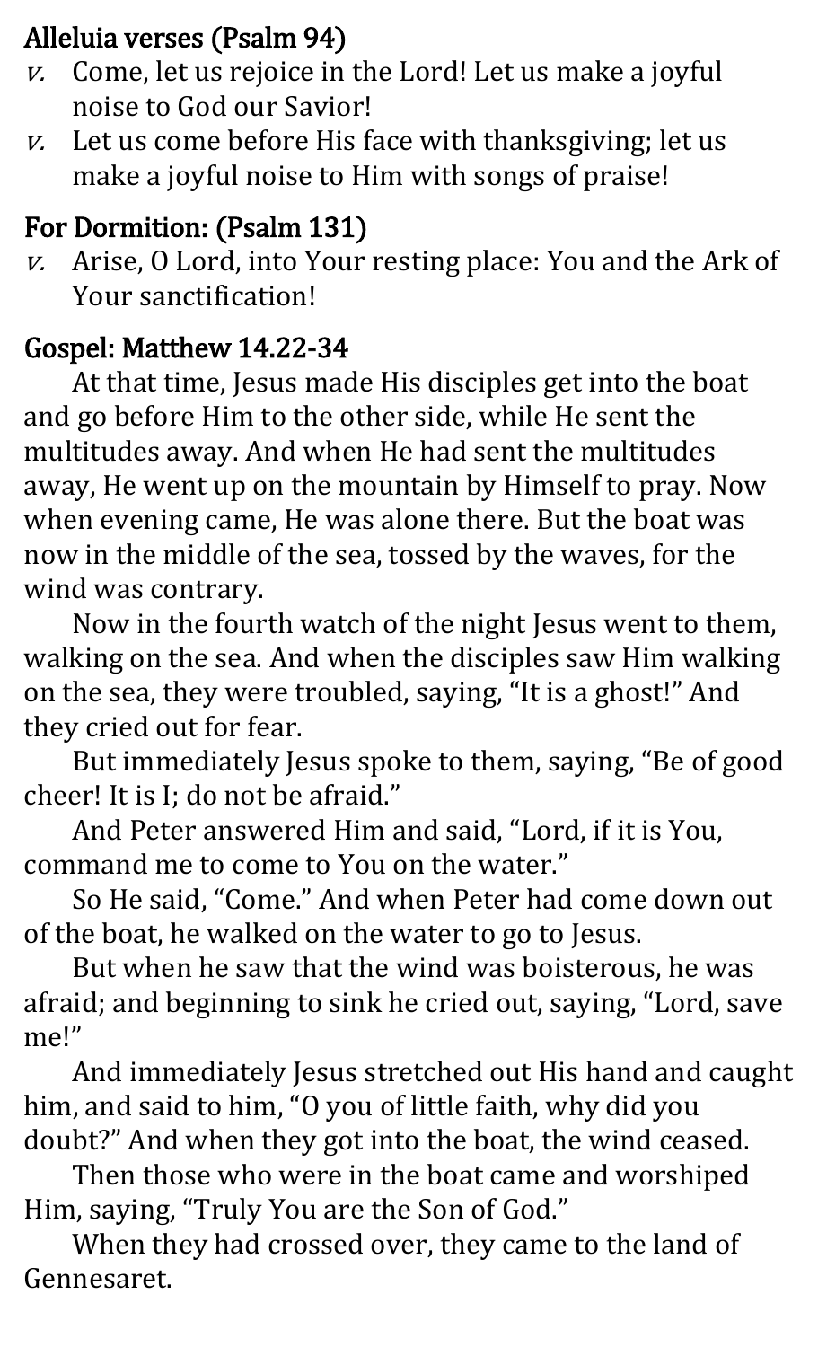## Alleluia verses (Psalm 94)

*v.* Come, let us rejoice in the Lord! Let us make a joyful noise to God our Savior!

*v.* Let us come before His face with thanksgiving; let us make a joyful noise to Him with songs of praise!

## For Dormition: (Psalm 131)

*v.* Arise, O Lord, into Your resting place: You and the Ark of Your sanctification!

## Gospel: Matthew 14.22-34

At that time, Jesus made His disciples get into the boat and go before Him to the other side, while He sent the multitudes away. And when He had sent the multitudes away, He went up on the mountain by Himself to pray. Now when evening came, He was alone there. But the boat was now in the middle of the sea, tossed by the waves, for the wind was contrary.

Now in the fourth watch of the night Jesus went to them, walking on the sea. And when the disciples saw Him walking on the sea, they were troubled, saying, "It is a ghost!" And they cried out for fear.

But immediately Jesus spoke to them, saying, "Be of good cheer! It is I; do not be afraid."

And Peter answered Him and said, "Lord, if it is You, command me to come to You on the water."

So He said, "Come." And when Peter had come down out of the boat, he walked on the water to go to Jesus.

But when he saw that the wind was boisterous, he was afraid; and beginning to sink he cried out, saying, "Lord, save me!"

And immediately Jesus stretched out His hand and caught him, and said to him, "O you of little faith, why did you doubt?" And when they got into the boat, the wind ceased.

Then those who were in the boat came and worshiped Him, saying, "Truly You are the Son of God."

When they had crossed over, they came to the land of Gennesaret.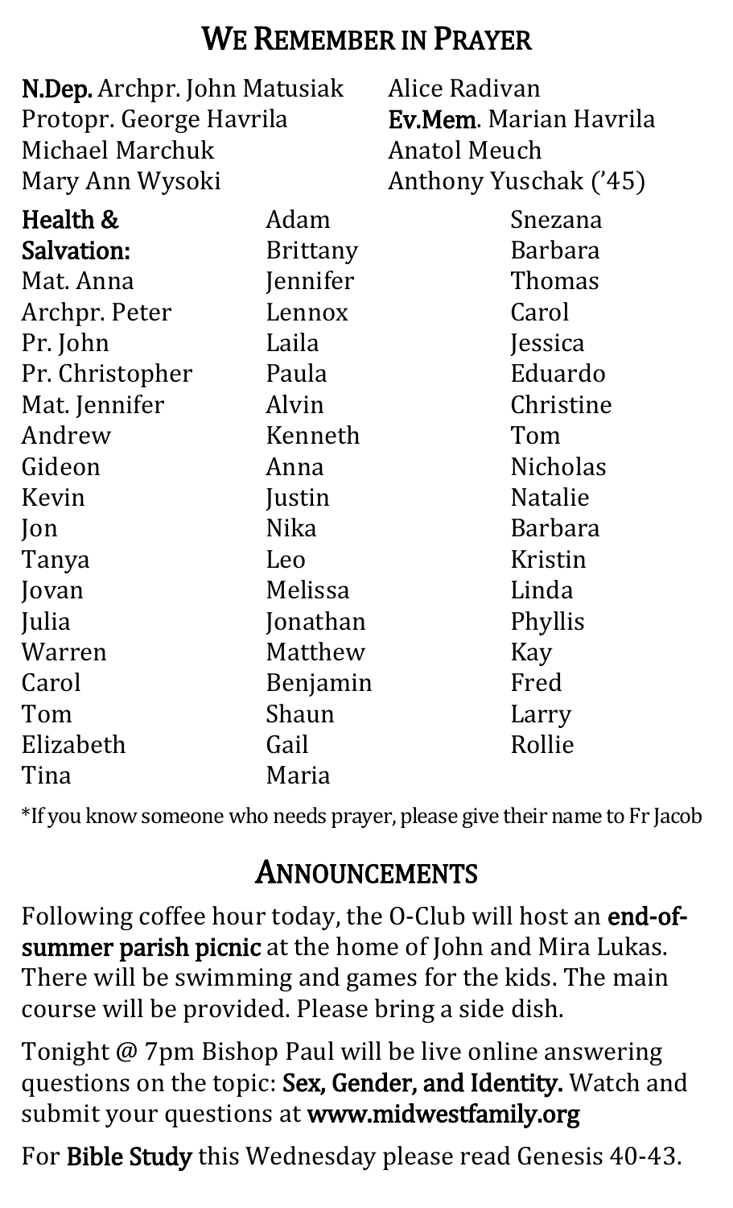# We Remember in Prayer

**N.Dep.** Archpr. John Matusiak
Protopr. George Havrila
Michael Marchuk
Mary Ann Wysoki
Alice Radivan
**Ev.Mem**. Marian Havrila
Anatol Meuch
Anthony Yuschak ('45)

**Health & Salvation:**
Mat. Anna
Archpr. Peter
Pr. John
Pr. Christopher
Mat. Jennifer
Andrew
Gideon
Kevin
Jon
Tanya
Jovan
Julia
Warren
Carol
Tom
Elizabeth
Tina
Adam
Brittany
Jennifer
Lennox
Laila
Paula
Alvin
Kenneth
Anna
Justin
Nika
Leo
Melissa
Jonathan
Matthew
Benjamin
Shaun
Gail
Maria
Snezana
Barbara
Thomas
Carol
Jessica
Eduardo
Christine
Tom
Nicholas
Natalie
Barbara
Kristin
Linda
Phyllis
Kay
Fred
Larry
Rollie

*If you know someone who needs prayer, please give their name to Fr Jacob

# Announcements

Following coffee hour today, the O-Club will host an **end-of-summer parish picnic** at the home of John and Mira Lukas. There will be swimming and games for the kids. The main course will be provided. Please bring a side dish.

Tonight @ 7pm Bishop Paul will be live online answering questions on the topic: **Sex, Gender, and Identity.** Watch and submit your questions at **www.midwestfamily.org**

For **Bible Study** this Wednesday please read Genesis 40-43.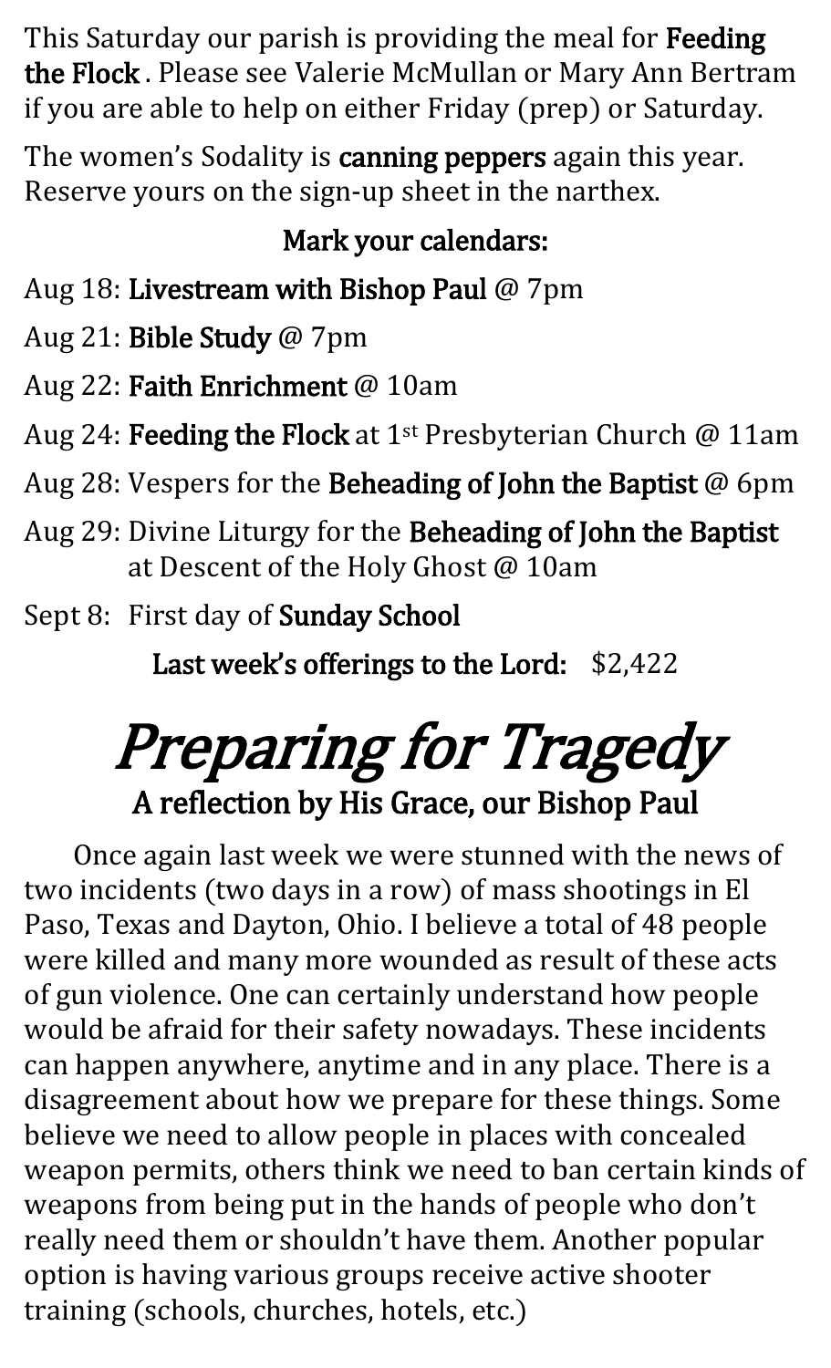This Saturday our parish is providing the meal for **Feeding the Flock**. Please see Valerie McMullan or Mary Ann Bertram if you are able to help on either Friday (prep) or Saturday.

The women's Sodality is **canning peppers** again this year. Reserve yours on the sign-up sheet in the narthex.

**Mark your calendars:**

Aug 18: **Livestream with Bishop Paul** @ 7pm

Aug 21: **Bible Study** @ 7pm

Aug 22: **Faith Enrichment** @ 10am

Aug 24: **Feeding the Flock** at 1st Presbyterian Church @ 11am

Aug 28: Vespers for the **Beheading of John the Baptist** @ 6pm

Aug 29: Divine Liturgy for the **Beheading of John the Baptist** at Descent of the Holy Ghost @ 10am

Sept 8: First day of **Sunday School**

**Last week's offerings to the Lord:** $2,422

# *Preparing for Tragedy*

## A reflection by His Grace, our Bishop Paul

Once again last week we were stunned with the news of two incidents (two days in a row) of mass shootings in El Paso, Texas and Dayton, Ohio. I believe a total of 48 people were killed and many more wounded as result of these acts of gun violence. One can certainly understand how people would be afraid for their safety nowadays. These incidents can happen anywhere, anytime and in any place. There is a disagreement about how we prepare for these things. Some believe we need to allow people in places with concealed weapon permits, others think we need to ban certain kinds of weapons from being put in the hands of people who don't really need them or shouldn't have them. Another popular option is having various groups receive active shooter training (schools, churches, hotels, etc.)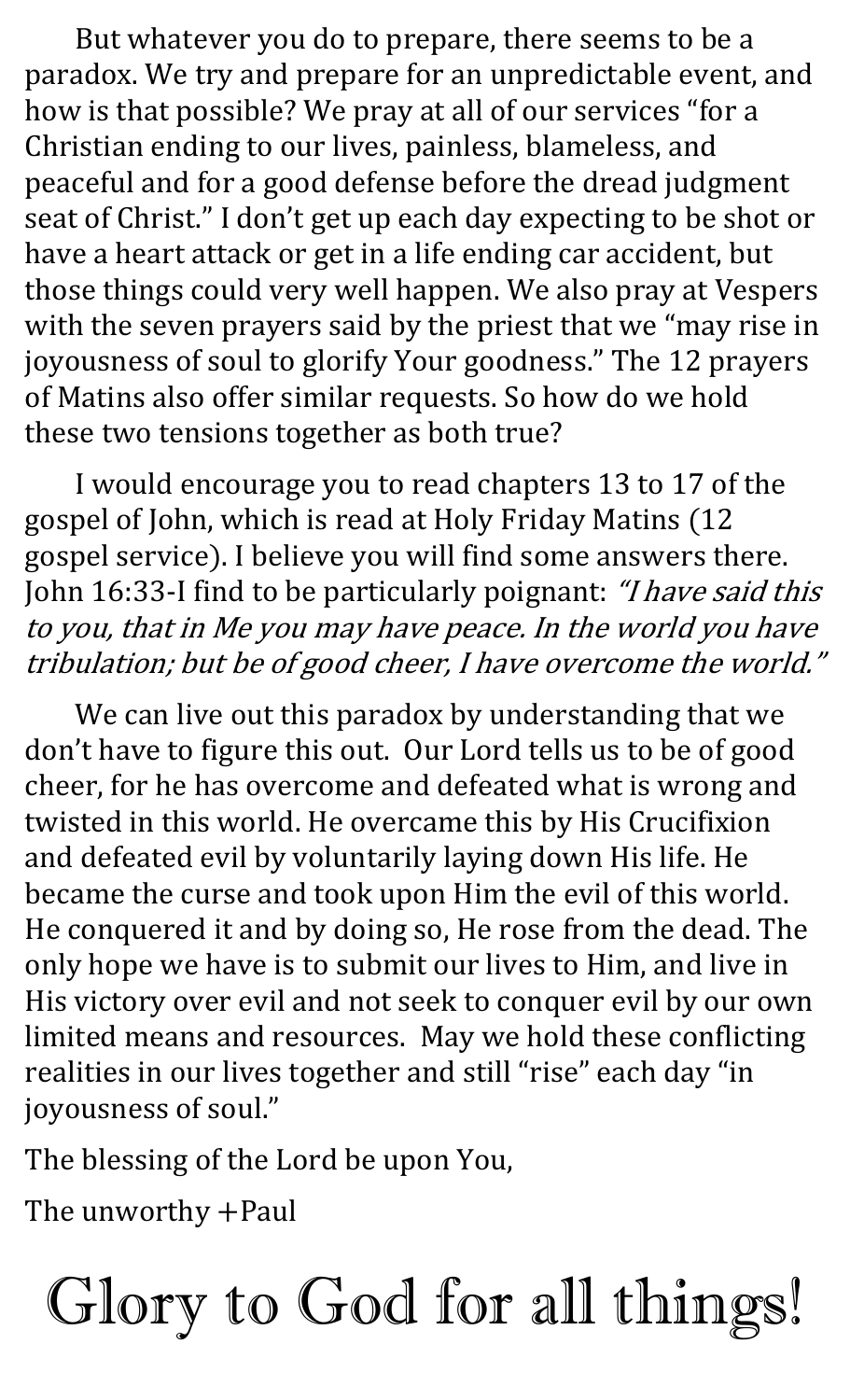But whatever you do to prepare, there seems to be a paradox. We try and prepare for an unpredictable event, and how is that possible? We pray at all of our services "for a Christian ending to our lives, painless, blameless, and peaceful and for a good defense before the dread judgment seat of Christ." I don't get up each day expecting to be shot or have a heart attack or get in a life ending car accident, but those things could very well happen. We also pray at Vespers with the seven prayers said by the priest that we "may rise in joyousness of soul to glorify Your goodness." The 12 prayers of Matins also offer similar requests. So how do we hold these two tensions together as both true?

I would encourage you to read chapters 13 to 17 of the gospel of John, which is read at Holy Friday Matins (12 gospel service). I believe you will find some answers there. John 16:33-I find to be particularly poignant: *"I have said this to you, that in Me you may have peace. In the world you have tribulation; but be of good cheer, I have overcome the world."*

We can live out this paradox by understanding that we don't have to figure this out. Our Lord tells us to be of good cheer, for he has overcome and defeated what is wrong and twisted in this world. He overcame this by His Crucifixion and defeated evil by voluntarily laying down His life. He became the curse and took upon Him the evil of this world. He conquered it and by doing so, He rose from the dead. The only hope we have is to submit our lives to Him, and live in His victory over evil and not seek to conquer evil by our own limited means and resources. May we hold these conflicting realities in our lives together and still "rise" each day "in joyousness of soul."

The blessing of the Lord be upon You,

The unworthy +Paul

# Glory to God for all things!